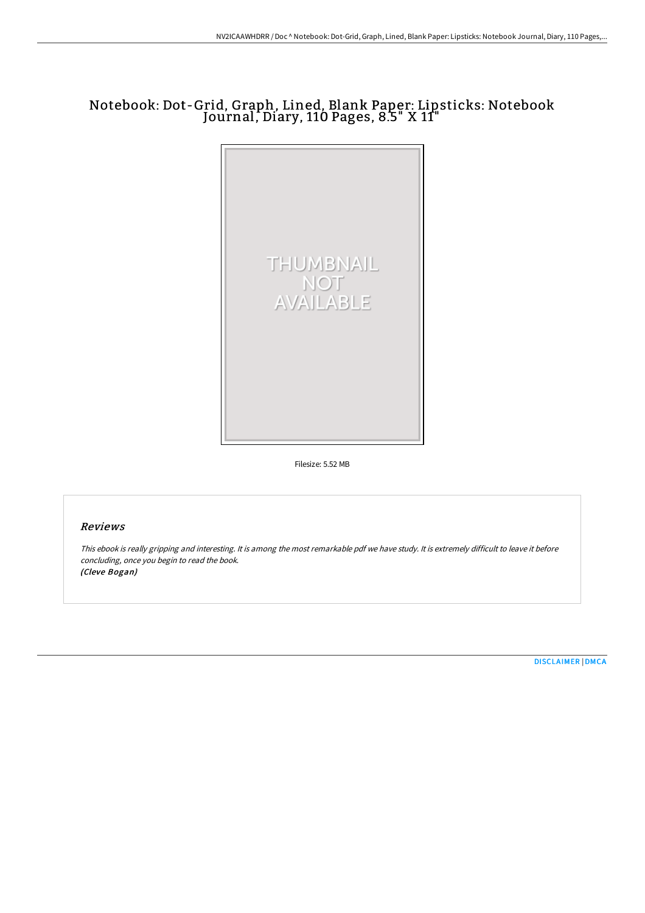# Notebook: Dot-Grid, Graph, Lined, Blank Paper: Lipsticks: Notebook Journal, Diary, 110 Pages, 8.5" X 11"

THUMBNAIL NOT AVAILABLE

Filesize: 5.52 MB

## Reviews

*This ebook is really gripping and interesting. It is among the most remarkable pdf we have study. It is extremely difficult to leave it before concluding, once you begin to read the book.*
*(Cleve Bogan)*

DISCLAIMER | DMCA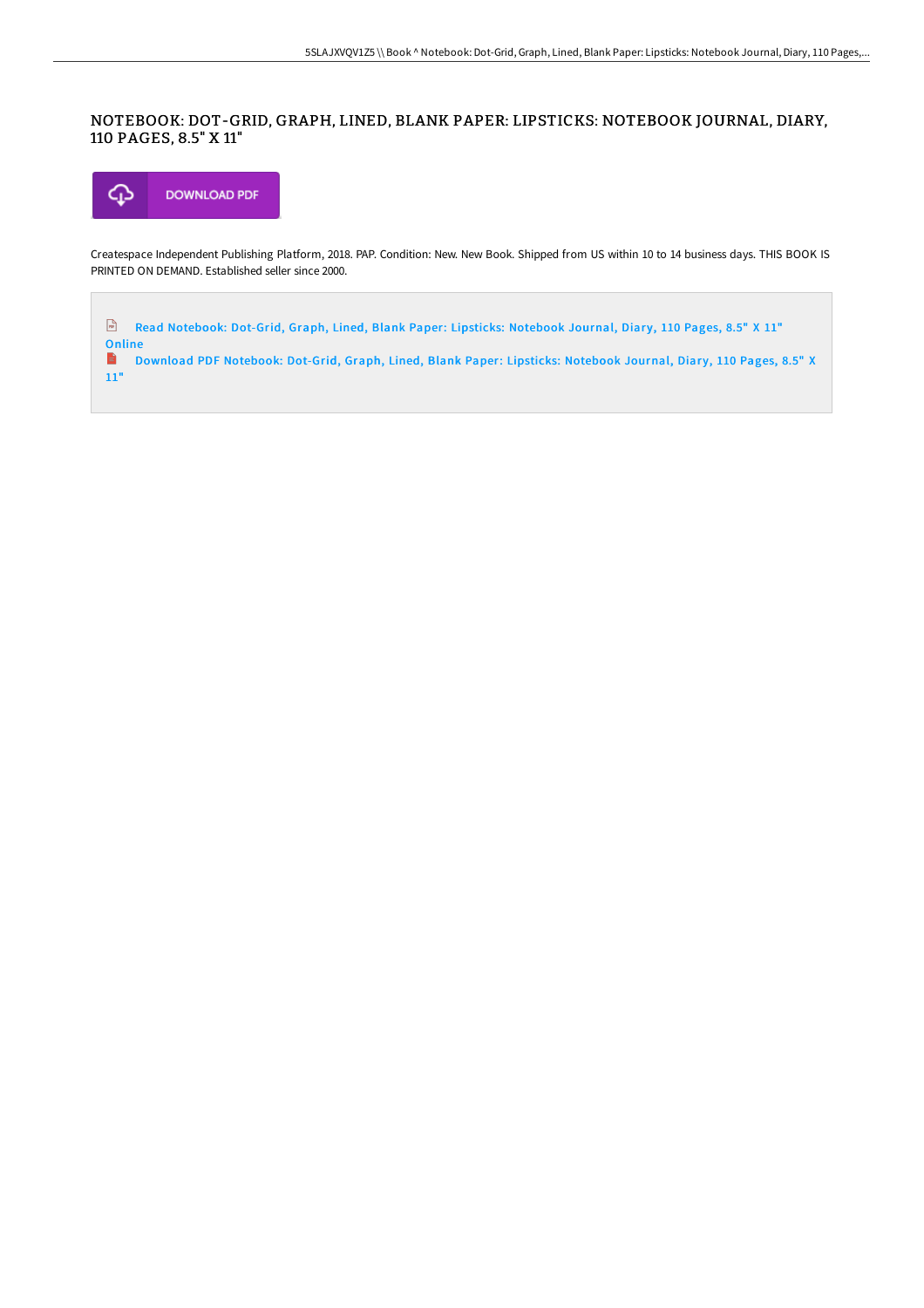# NOTEBOOK: DOT-GRID, GRAPH, LINED, BLANK PAPER: LIPSTICKS: NOTEBOOK JOURNAL, DIARY, 110 PAGES, 8.5" X 11"

DOWNLOAD PDF

Createspace Independent Publishing Platform, 2018. PAP. Condition: New. New Book. Shipped from US within 10 to 14 business days. THIS BOOK IS PRINTED ON DEMAND. Established seller since 2000.

Read Notebook: Dot-Grid, Graph, Lined, Blank Paper: Lipsticks: Notebook Journal, Diary, 110 Pages, 8.5" X 11" Online

Download PDF Notebook: Dot-Grid, Graph, Lined, Blank Paper: Lipsticks: Notebook Journal, Diary, 110 Pages, 8.5" X 11"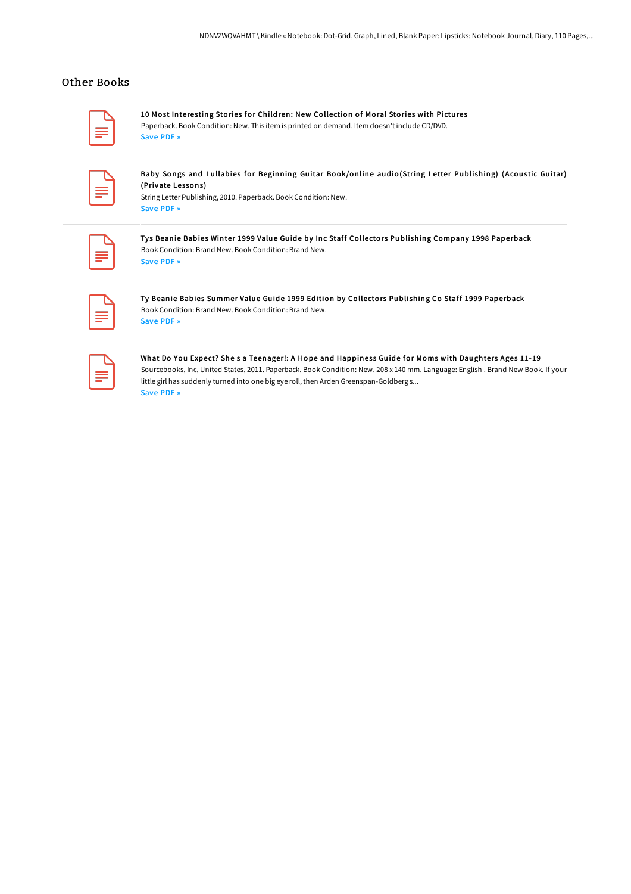## Other Books

**10 Most Interesting Stories for Children: New Collection of Moral Stories with Pictures**
Paperback. Book Condition: New. This item is printed on demand. Item doesn't include CD/DVD.
Save PDF »

**Baby Songs and Lullabies for Beginning Guitar Book/online audio(String Letter Publishing) (Acoustic Guitar) (Private Lessons)**
String Letter Publishing, 2010. Paperback. Book Condition: New.
Save PDF »

**Tys Beanie Babies Winter 1999 Value Guide by Inc Staff Collectors Publishing Company 1998 Paperback**
Book Condition: Brand New. Book Condition: Brand New.
Save PDF »

**Ty Beanie Babies Summer Value Guide 1999 Edition by Collectors Publishing Co Staff 1999 Paperback**
Book Condition: Brand New. Book Condition: Brand New.
Save PDF »

**What Do You Expect? She s a Teenager!: A Hope and Happiness Guide for Moms with Daughters Ages 11-19**
Sourcebooks, Inc, United States, 2011. Paperback. Book Condition: New. 208 x 140 mm. Language: English . Brand New Book. If your little girl has suddenly turned into one big eye roll, then Arden Greenspan-Goldberg s...
Save PDF »